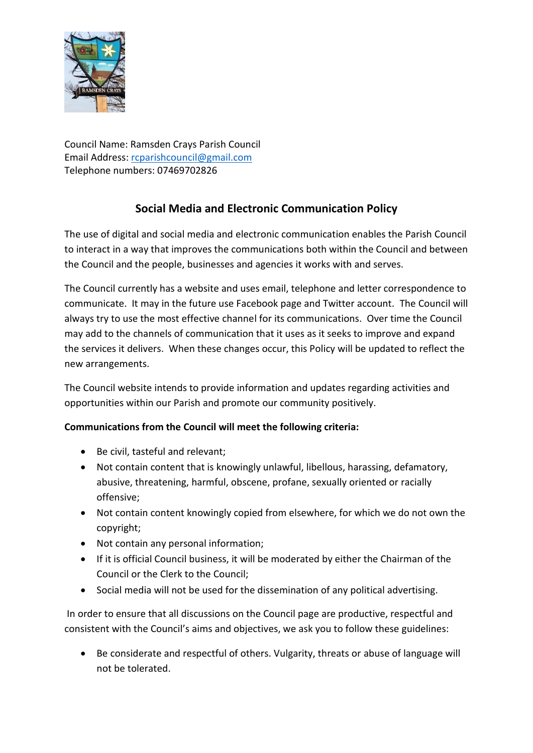Council Name: Ramsden Crays Parish Council
Email Address: rcparishcouncil@gmail.com
Telephone numbers: 07469702826

## Social Media and Electronic Communication Policy

The use of digital and social media and electronic communication enables the Parish Council to interact in a way that improves the communications both within the Council and between the Council and the people, businesses and agencies it works with and serves.

The Council currently has a website and uses email, telephone and letter correspondence to communicate. It may in the future use Facebook page and Twitter account. The Council will always try to use the most effective channel for its communications. Over time the Council may add to the channels of communication that it uses as it seeks to improve and expand the services it delivers. When these changes occur, this Policy will be updated to reflect the new arrangements.

The Council website intends to provide information and updates regarding activities and opportunities within our Parish and promote our community positively.

**Communications from the Council will meet the following criteria:**

- Be civil, tasteful and relevant;
- Not contain content that is knowingly unlawful, libellous, harassing, defamatory, abusive, threatening, harmful, obscene, profane, sexually oriented or racially offensive;
- Not contain content knowingly copied from elsewhere, for which we do not own the copyright;
- Not contain any personal information;
- If it is official Council business, it will be moderated by either the Chairman of the Council or the Clerk to the Council;
- Social media will not be used for the dissemination of any political advertising.

In order to ensure that all discussions on the Council page are productive, respectful and consistent with the Council's aims and objectives, we ask you to follow these guidelines:

- Be considerate and respectful of others. Vulgarity, threats or abuse of language will not be tolerated.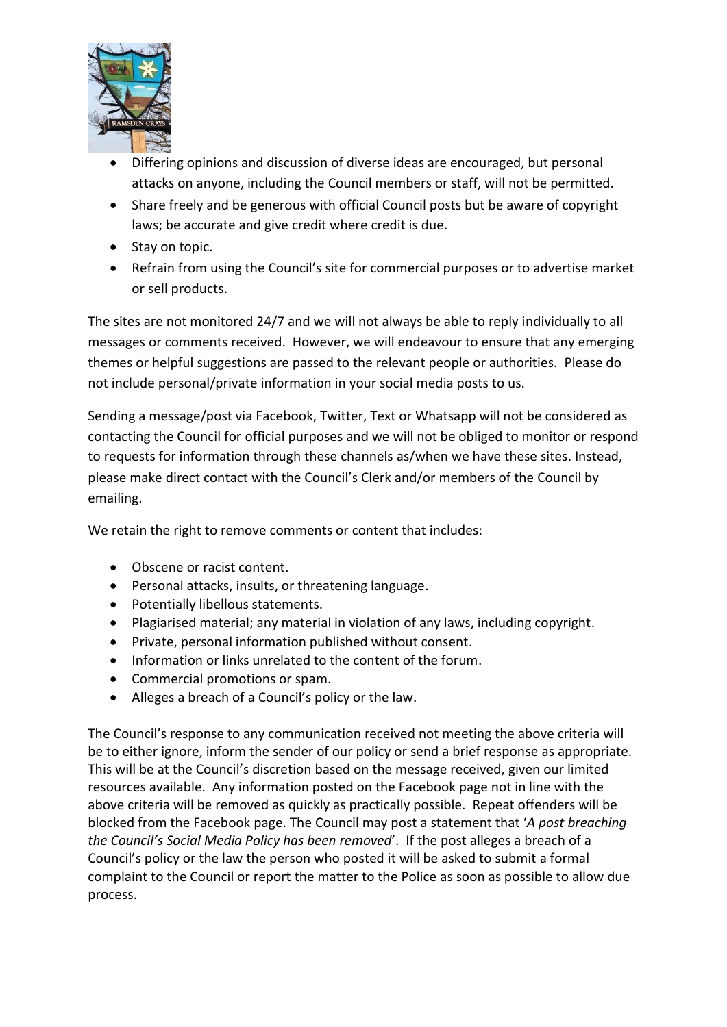- Differing opinions and discussion of diverse ideas are encouraged, but personal attacks on anyone, including the Council members or staff, will not be permitted.
- Share freely and be generous with official Council posts but be aware of copyright laws; be accurate and give credit where credit is due.
- Stay on topic.
- Refrain from using the Council's site for commercial purposes or to advertise market or sell products.

The sites are not monitored 24/7 and we will not always be able to reply individually to all messages or comments received. However, we will endeavour to ensure that any emerging themes or helpful suggestions are passed to the relevant people or authorities. Please do not include personal/private information in your social media posts to us.

Sending a message/post via Facebook, Twitter, Text or Whatsapp will not be considered as contacting the Council for official purposes and we will not be obliged to monitor or respond to requests for information through these channels as/when we have these sites. Instead, please make direct contact with the Council's Clerk and/or members of the Council by emailing.

We retain the right to remove comments or content that includes:

- Obscene or racist content.
- Personal attacks, insults, or threatening language.
- Potentially libellous statements.
- Plagiarised material; any material in violation of any laws, including copyright.
- Private, personal information published without consent.
- Information or links unrelated to the content of the forum.
- Commercial promotions or spam.
- Alleges a breach of a Council's policy or the law.

The Council's response to any communication received not meeting the above criteria will be to either ignore, inform the sender of our policy or send a brief response as appropriate. This will be at the Council's discretion based on the message received, given our limited resources available. Any information posted on the Facebook page not in line with the above criteria will be removed as quickly as practically possible. Repeat offenders will be blocked from the Facebook page. The Council may post a statement that '*A post breaching the Council's Social Media Policy has been removed*'. If the post alleges a breach of a Council's policy or the law the person who posted it will be asked to submit a formal complaint to the Council or report the matter to the Police as soon as possible to allow due process.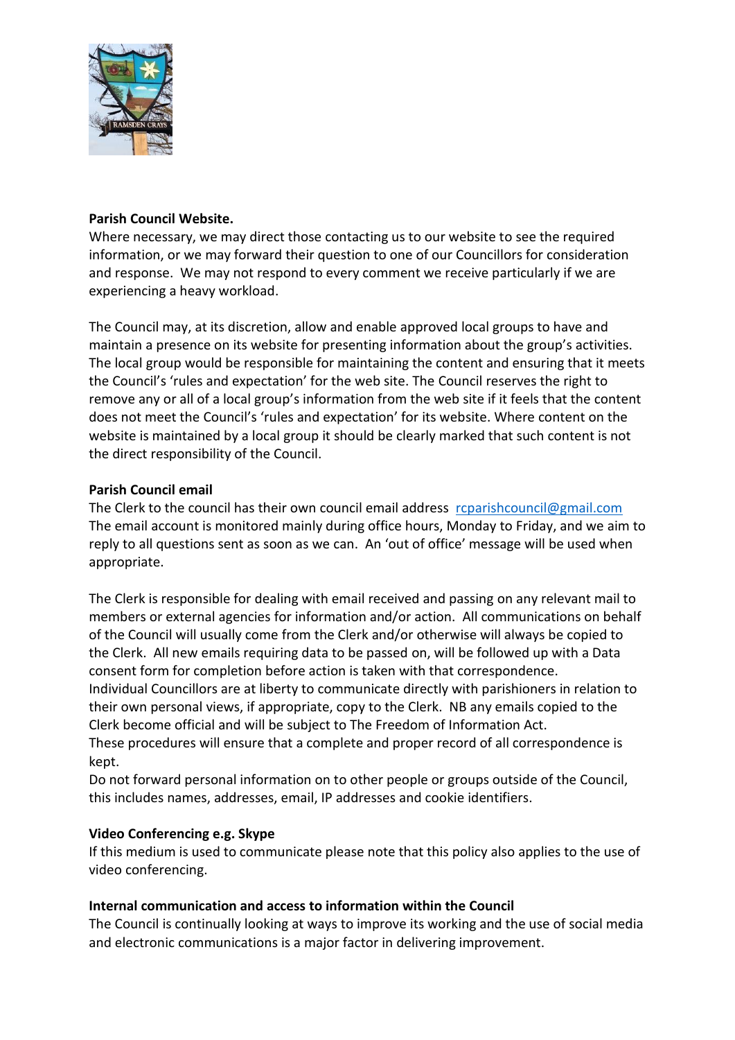**Parish Council Website.**

Where necessary, we may direct those contacting us to our website to see the required information, or we may forward their question to one of our Councillors for consideration and response. We may not respond to every comment we receive particularly if we are experiencing a heavy workload.

The Council may, at its discretion, allow and enable approved local groups to have and maintain a presence on its website for presenting information about the group's activities. The local group would be responsible for maintaining the content and ensuring that it meets the Council's 'rules and expectation' for the web site. The Council reserves the right to remove any or all of a local group's information from the web site if it feels that the content does not meet the Council's 'rules and expectation' for its website. Where content on the website is maintained by a local group it should be clearly marked that such content is not the direct responsibility of the Council.

**Parish Council email**

The Clerk to the council has their own council email address rcparishcouncil@gmail.com The email account is monitored mainly during office hours, Monday to Friday, and we aim to reply to all questions sent as soon as we can. An 'out of office' message will be used when appropriate.

The Clerk is responsible for dealing with email received and passing on any relevant mail to members or external agencies for information and/or action. All communications on behalf of the Council will usually come from the Clerk and/or otherwise will always be copied to the Clerk. All new emails requiring data to be passed on, will be followed up with a Data consent form for completion before action is taken with that correspondence.

Individual Councillors are at liberty to communicate directly with parishioners in relation to their own personal views, if appropriate, copy to the Clerk. NB any emails copied to the Clerk become official and will be subject to The Freedom of Information Act.

These procedures will ensure that a complete and proper record of all correspondence is kept.

Do not forward personal information on to other people or groups outside of the Council, this includes names, addresses, email, IP addresses and cookie identifiers.

**Video Conferencing e.g. Skype**

If this medium is used to communicate please note that this policy also applies to the use of video conferencing.

**Internal communication and access to information within the Council**

The Council is continually looking at ways to improve its working and the use of social media and electronic communications is a major factor in delivering improvement.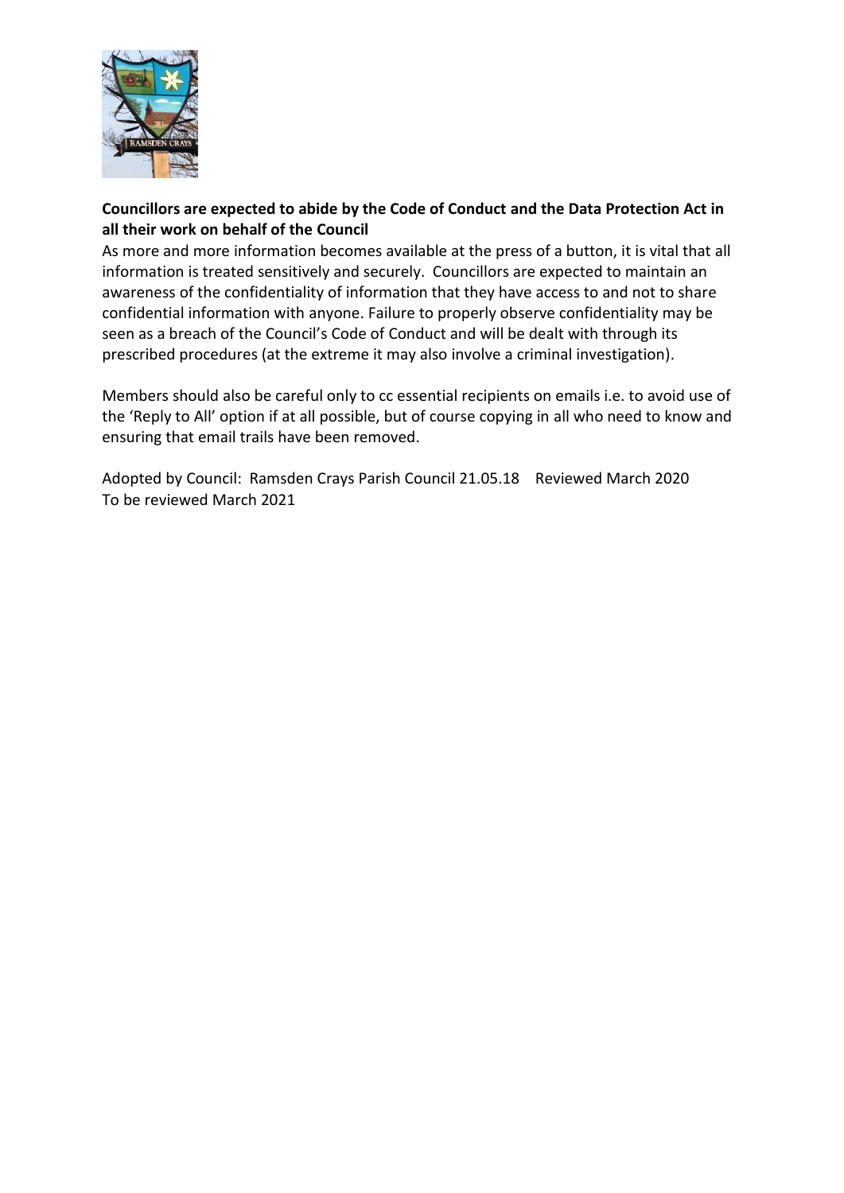**Councillors are expected to abide by the Code of Conduct and the Data Protection Act in all their work on behalf of the Council**

As more and more information becomes available at the press of a button, it is vital that all information is treated sensitively and securely. Councillors are expected to maintain an awareness of the confidentiality of information that they have access to and not to share confidential information with anyone. Failure to properly observe confidentiality may be seen as a breach of the Council's Code of Conduct and will be dealt with through its prescribed procedures (at the extreme it may also involve a criminal investigation).

Members should also be careful only to cc essential recipients on emails i.e. to avoid use of the 'Reply to All' option if at all possible, but of course copying in all who need to know and ensuring that email trails have been removed.

Adopted by Council: Ramsden Crays Parish Council 21.05.18 Reviewed March 2020
To be reviewed March 2021